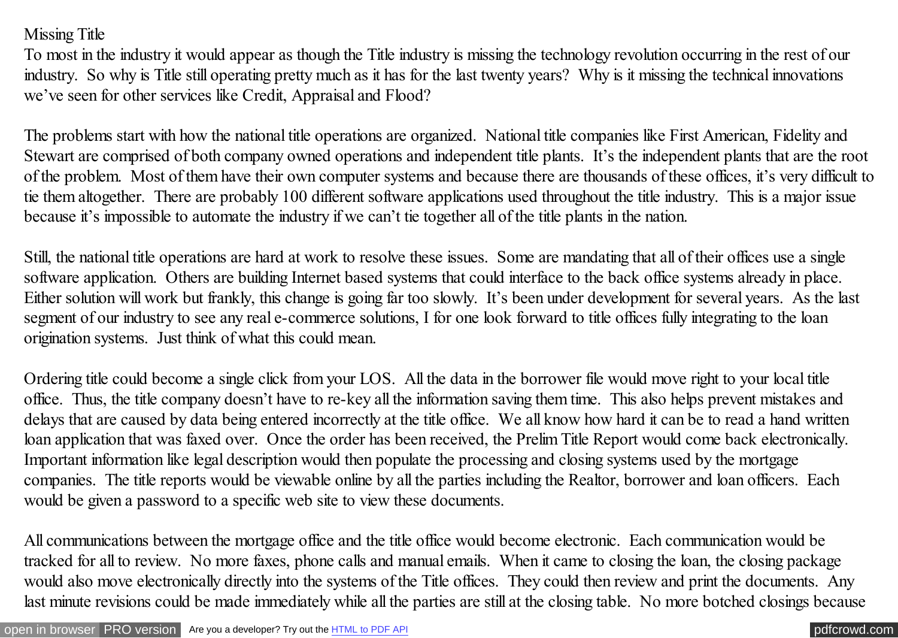# Missing Title

To most in the industry it would appear as though the Title industry is missing the technology revolution occurring in the rest of our industry. So why is Title still operating pretty much as it has for the last twenty years? Why is it missing the technical innovations we've seen for other services like Credit, Appraisal and Flood?

The problems start with how the national title operations are organized. National title companies like First American, Fidelity and Stewart are comprised of both company owned operations and independent title plants. It's the independent plants that are the root of the problem. Most of them have their own computer systems and because there are thousands of these offices, it's very difficult to tie them altogether. There are probably 100 different software applications used throughout the title industry. This is a major issue because it's impossible to automate the industry if we can't tie together all of the title plants in the nation.

Still, the national title operations are hard at work to resolve these issues. Some are mandating that all of their offices use a single software application. Others are building Internet based systems that could interface to the back office systems already in place. Either solution will work but frankly, this change is going far too slowly. It's been under development for several years. As the last segment of our industry to see any real e-commerce solutions, I for one look forward to title offices fully integrating to the loan origination systems. Just think of what this could mean.

Ordering title could become a single click from your LOS. All the data in the borrower file would move right to your local title office. Thus, the title company doesn't have to re-key all the information saving them time. This also helps prevent mistakes and delays that are caused by data being entered incorrectly at the title office. We all know how hard it can be to read a hand written loan application that was faxed over. Once the order has been received, the Prelim Title Report would come back electronically. Important information like legal description would then populate the processing and closing systems used by the mortgage companies. The title reports would be viewable online by all the parties including the Realtor, borrower and loan officers. Each would be given a password to a specific web site to view these documents.

All communications between the mortgage office and the title office would become electronic. Each communication would be tracked for all to review. No more faxes, phone calls and manual emails. When it came to closing the loan, the closing package would also move electronically directly into the systems of the Title offices. They could then review and print the documents. Any last minute revisions could be made immediately while all the parties are still at the closing table. No more botched closings because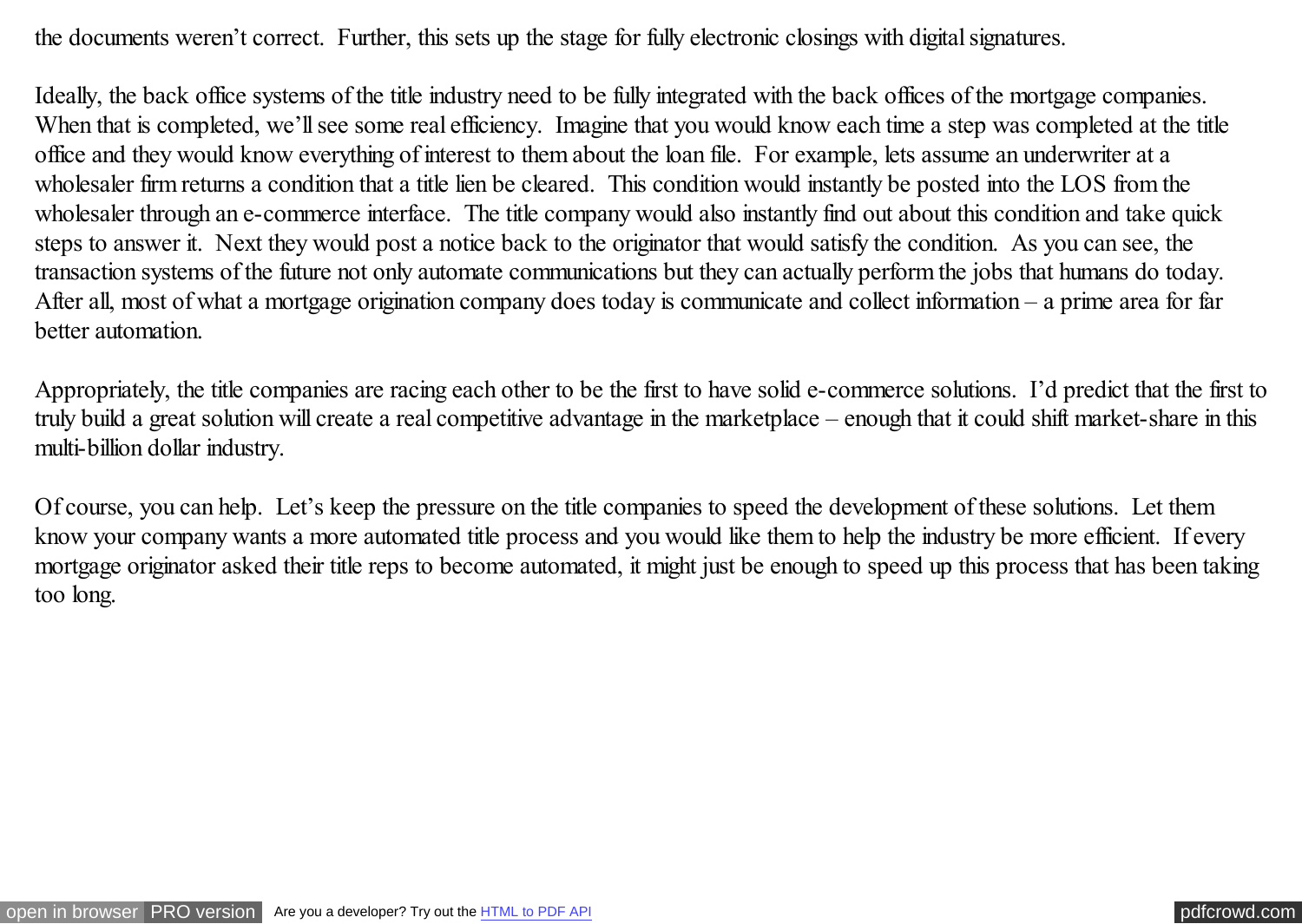the documents weren't correct. Further, this sets up the stage for fully electronic closings with digital signatures.

Ideally, the back office systems of the title industry need to be fully integrated with the back offices of the mortgage companies. When that is completed, we'll see some real efficiency. Imagine that you would know each time a step was completed at the title office and they would know everything of interest to them about the loan file. For example, lets assume an underwriter at a wholesaler firm returns a condition that a title lien be cleared. This condition would instantly be posted into the LOS from the wholesaler through an e-commerce interface. The title company would also instantly find out about this condition and take quick steps to answer it. Next they would post a notice back to the originator that would satisfy the condition. As you can see, the transaction systems of the future not only automate communications but they can actually perform the jobs that humans do today. After all, most of what a mortgage origination company does today is communicate and collect information – a prime area for far better automation.

Appropriately, the title companies are racing each other to be the first to have solid e-commerce solutions. I'd predict that the first to truly build a great solution will create a real competitive advantage in the marketplace – enough that it could shift market-share in this multi-billion dollar industry.

Of course, you can help. Let's keep the pressure on the title companies to speed the development of these solutions. Let them know your company wants a more automated title process and you would like them to help the industry be more efficient. If every mortgage originator asked their title reps to become automated, it might just be enough to speed up this process that has been taking too long.